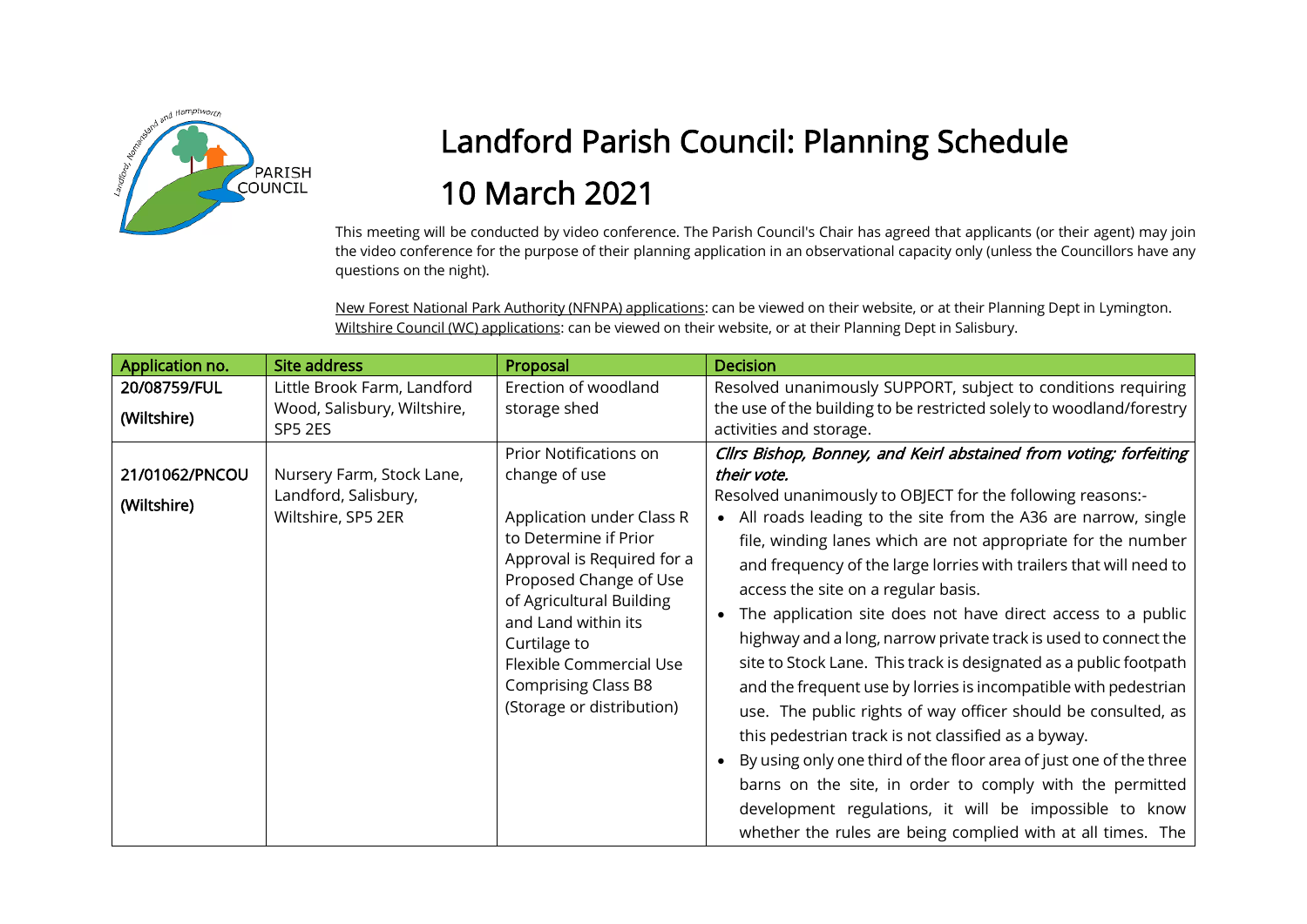# Landford Parish Council: Planning Schedule

# 10 March 2021

This meeting will be conducted by video conference. The Parish Council's Chair has agreed that applicants (or their agent) may join the video conference for the purpose of their planning application in an observational capacity only (unless the Councillors have any questions on the night).

New Forest National Park Authority (NFNPA) applications: can be viewed on their website, or at their Planning Dept in Lymington.
Wiltshire Council (WC) applications: can be viewed on their website, or at their Planning Dept in Salisbury.

| Application no. | Site address | Proposal | Decision |
|---|---|---|---|
| 20/08759/FUL (Wiltshire) | Little Brook Farm, Landford Wood, Salisbury, Wiltshire, SP5 2ES | Erection of woodland storage shed | Resolved unanimously SUPPORT, subject to conditions requiring the use of the building to be restricted solely to woodland/forestry activities and storage. |
| 21/01062/PNCOU (Wiltshire) | Nursery Farm, Stock Lane, Landford, Salisbury, Wiltshire, SP5 2ER | Prior Notifications on change of use<br><br>Application under Class R to Determine if Prior Approval is Required for a Proposed Change of Use of Agricultural Building and Land within its Curtilage to Flexible Commercial Use Comprising Class B8 (Storage or distribution) | *Cllrs Bishop, Bonney, and Keirl abstained from voting; forfeiting their vote.*<br>Resolved unanimously to OBJECT for the following reasons:-<br>• All roads leading to the site from the A36 are narrow, single file, winding lanes which are not appropriate for the number and frequency of the large lorries with trailers that will need to access the site on a regular basis.<br>• The application site does not have direct access to a public highway and a long, narrow private track is used to connect the site to Stock Lane. This track is designated as a public footpath and the frequent use by lorries is incompatible with pedestrian use. The public rights of way officer should be consulted, as this pedestrian track is not classified as a byway.<br>• By using only one third of the floor area of just one of the three barns on the site, in order to comply with the permitted development regulations, it will be impossible to know whether the rules are being complied with at all times. The |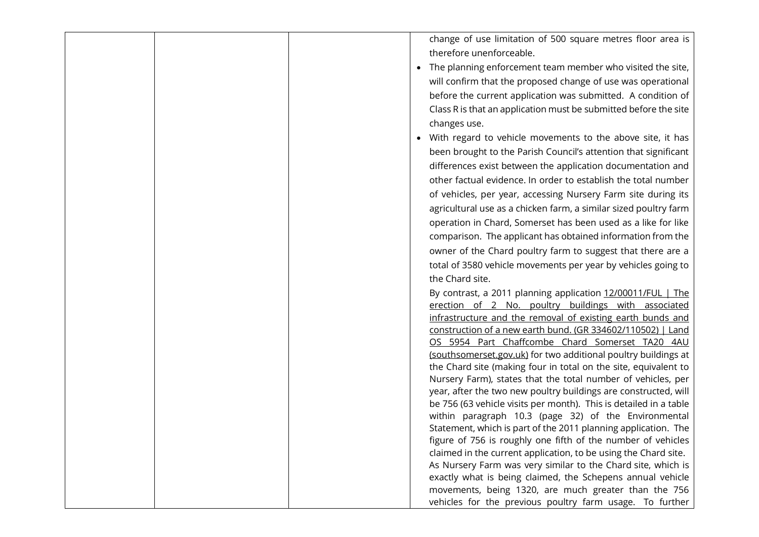| | | | change of use limitation of 500 square metres floor area is therefore unenforceable.<br>• The planning enforcement team member who visited the site, will confirm that the proposed change of use was operational before the current application was submitted. A condition of Class R is that an application must be submitted before the site changes use.<br>• With regard to vehicle movements to the above site, it has been brought to the Parish Council's attention that significant differences exist between the application documentation and other factual evidence. In order to establish the total number of vehicles, per year, accessing Nursery Farm site during its agricultural use as a chicken farm, a similar sized poultry farm operation in Chard, Somerset has been used as a like for like comparison. The applicant has obtained information from the owner of the Chard poultry farm to suggest that there are a total of 3580 vehicle movements per year by vehicles going to the Chard site.<br>By contrast, a 2011 planning application 12/00011/FUL \| The erection of 2 No. poultry buildings with associated infrastructure and the removal of existing earth bunds and construction of a new earth bund. (GR 334602/110502) \| Land OS 5954 Part Chaffcombe Chard Somerset TA20 4AU (southsomerset.gov.uk) for two additional poultry buildings at the Chard site (making four in total on the site, equivalent to Nursery Farm), states that the total number of vehicles, per year, after the two new poultry buildings are constructed, will be 756 (63 vehicle visits per month). This is detailed in a table within paragraph 10.3 (page 32) of the Environmental Statement, which is part of the 2011 planning application. The figure of 756 is roughly one fifth of the number of vehicles claimed in the current application, to be using the Chard site. As Nursery Farm was very similar to the Chard site, which is exactly what is being claimed, the Schepens annual vehicle movements, being 1320, are much greater than the 756 vehicles for the previous poultry farm usage. To further |
|---|---|---|---|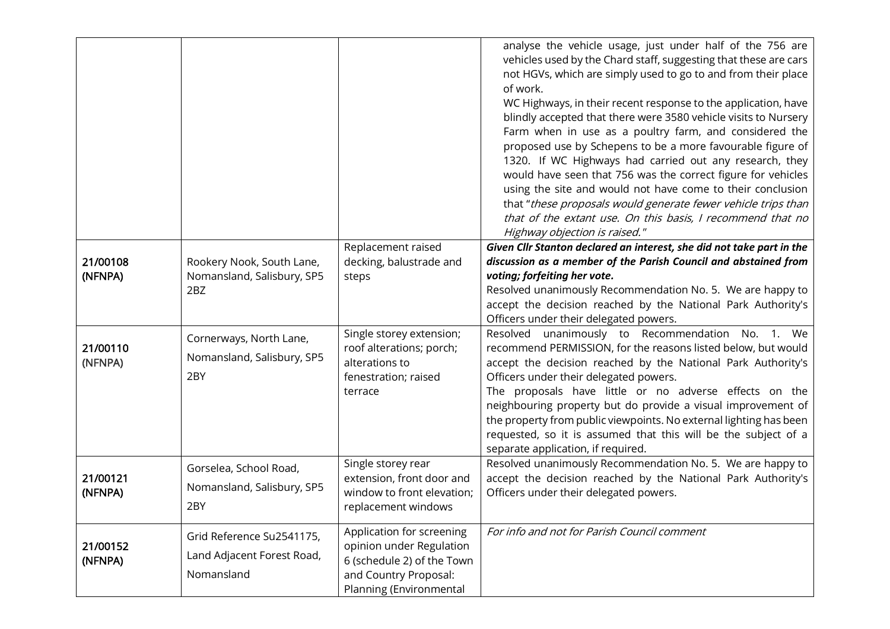| | | | |
|---|---|---|---|
| | | | analyse the vehicle usage, just under half of the 756 are vehicles used by the Chard staff, suggesting that these are cars not HGVs, which are simply used to go to and from their place of work.<br>WC Highways, in their recent response to the application, have blindly accepted that there were 3580 vehicle visits to Nursery Farm when in use as a poultry farm, and considered the proposed use by Schepens to be a more favourable figure of 1320. If WC Highways had carried out any research, they would have seen that 756 was the correct figure for vehicles using the site and would not have come to their conclusion that "*these proposals would generate fewer vehicle trips than that of the extant use. On this basis, I recommend that no Highway objection is raised.*" |
| 21/00108 (NFNPA) | Rookery Nook, South Lane, Nomansland, Salisbury, SP5 2BZ | Replacement raised decking, balustrade and steps | ***Given Cllr Stanton declared an interest, she did not take part in the discussion as a member of the Parish Council and abstained from voting; forfeiting her vote.***<br>Resolved unanimously Recommendation No. 5. We are happy to accept the decision reached by the National Park Authority's Officers under their delegated powers. |
| 21/00110 (NFNPA) | Cornerways, North Lane, Nomansland, Salisbury, SP5 2BY | Single storey extension; roof alterations; porch; alterations to fenestration; raised terrace | Resolved unanimously to Recommendation No. 1. We recommend PERMISSION, for the reasons listed below, but would accept the decision reached by the National Park Authority's Officers under their delegated powers.<br>The proposals have little or no adverse effects on the neighbouring property but do provide a visual improvement of the property from public viewpoints. No external lighting has been requested, so it is assumed that this will be the subject of a separate application, if required. |
| 21/00121 (NFNPA) | Gorselea, School Road, Nomansland, Salisbury, SP5 2BY | Single storey rear extension, front door and window to front elevation; replacement windows | Resolved unanimously Recommendation No. 5. We are happy to accept the decision reached by the National Park Authority's Officers under their delegated powers. |
| 21/00152 (NFNPA) | Grid Reference Su2541175, Land Adjacent Forest Road, Nomansland | Application for screening opinion under Regulation 6 (schedule 2) of the Town and Country Proposal: Planning (Environmental | *For info and not for Parish Council comment* |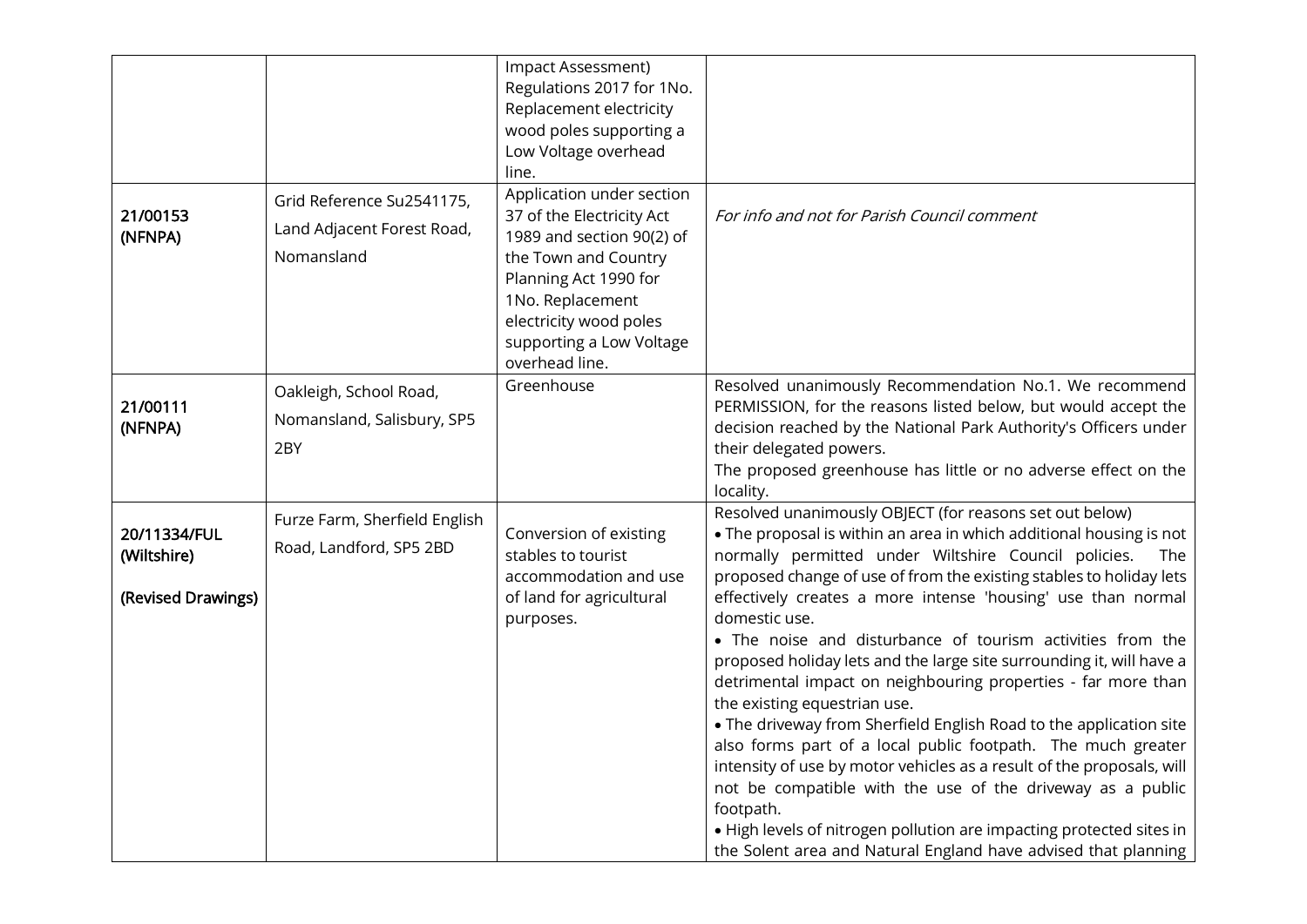| | | | |
|---|---|---|---|
| | | Impact Assessment) Regulations 2017 for 1No. Replacement electricity wood poles supporting a Low Voltage overhead line. | |
| **21/00153 (NFNPA)** | Grid Reference Su2541175, Land Adjacent Forest Road, Nomansland | Application under section 37 of the Electricity Act 1989 and section 90(2) of the Town and Country Planning Act 1990 for 1No. Replacement electricity wood poles supporting a Low Voltage overhead line. | *For info and not for Parish Council comment* |
| **21/00111 (NFNPA)** | Oakleigh, School Road, Nomansland, Salisbury, SP5 2BY | Greenhouse | Resolved unanimously Recommendation No.1. We recommend PERMISSION, for the reasons listed below, but would accept the decision reached by the National Park Authority's Officers under their delegated powers.<br>The proposed greenhouse has little or no adverse effect on the locality. |
| **20/11334/FUL (Wiltshire)**<br><br>**(Revised Drawings)** | Furze Farm, Sherfield English Road, Landford, SP5 2BD | Conversion of existing stables to tourist accommodation and use of land for agricultural purposes. | Resolved unanimously OBJECT (for reasons set out below)<br>• The proposal is within an area in which additional housing is not normally permitted under Wiltshire Council policies. The proposed change of use of from the existing stables to holiday lets effectively creates a more intense 'housing' use than normal domestic use.<br>• The noise and disturbance of tourism activities from the proposed holiday lets and the large site surrounding it, will have a detrimental impact on neighbouring properties - far more than the existing equestrian use.<br>• The driveway from Sherfield English Road to the application site also forms part of a local public footpath. The much greater intensity of use by motor vehicles as a result of the proposals, will not be compatible with the use of the driveway as a public footpath.<br>• High levels of nitrogen pollution are impacting protected sites in the Solent area and Natural England have advised that planning |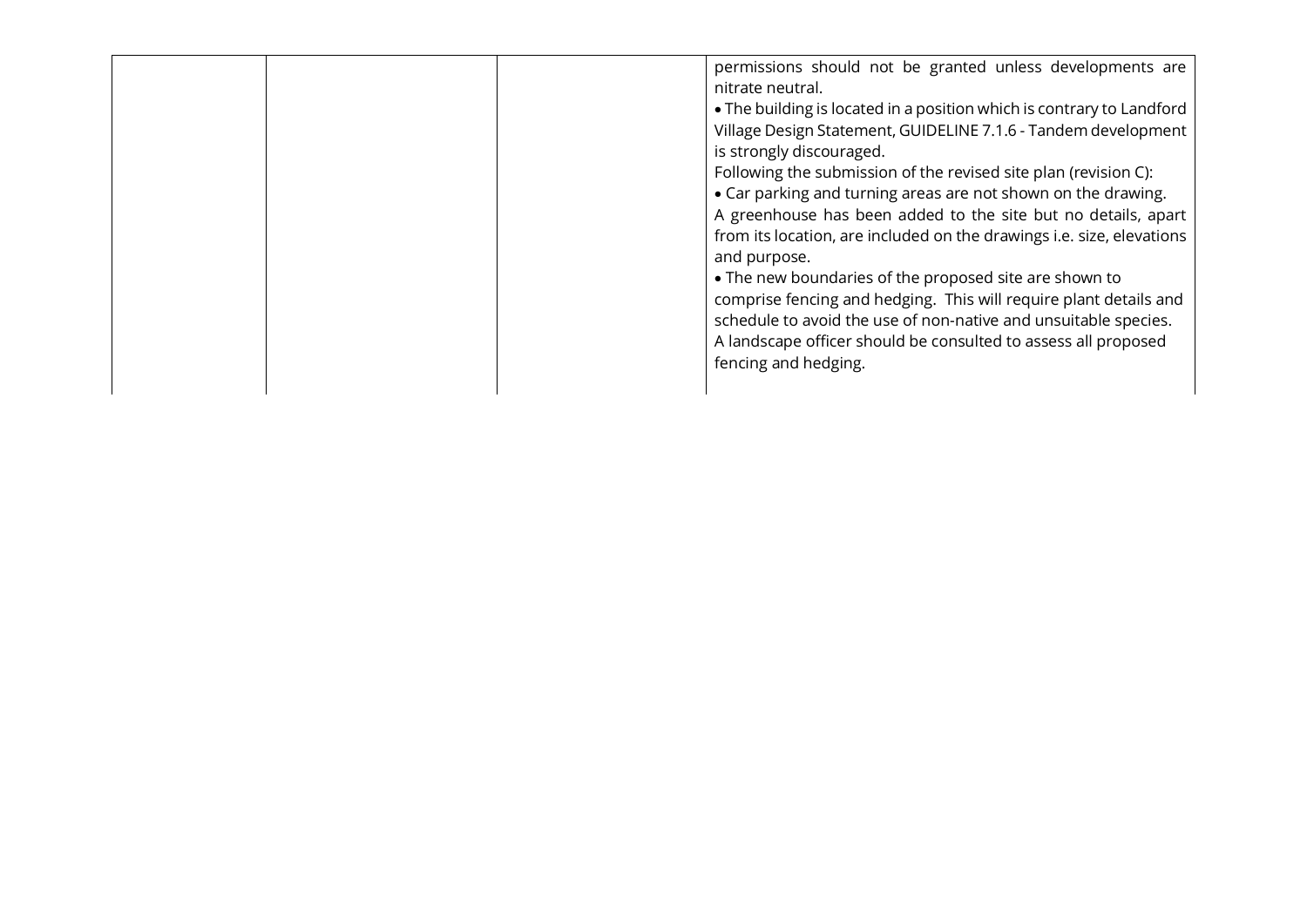| | | | |
|---|---|---|---|
| | | | permissions should not be granted unless developments are nitrate neutral.<br>• The building is located in a position which is contrary to Landford Village Design Statement, GUIDELINE 7.1.6 - Tandem development is strongly discouraged.<br>Following the submission of the revised site plan (revision C):<br>• Car parking and turning areas are not shown on the drawing.<br>A greenhouse has been added to the site but no details, apart from its location, are included on the drawings i.e. size, elevations and purpose.<br>• The new boundaries of the proposed site are shown to comprise fencing and hedging. This will require plant details and schedule to avoid the use of non-native and unsuitable species. A landscape officer should be consulted to assess all proposed fencing and hedging. |